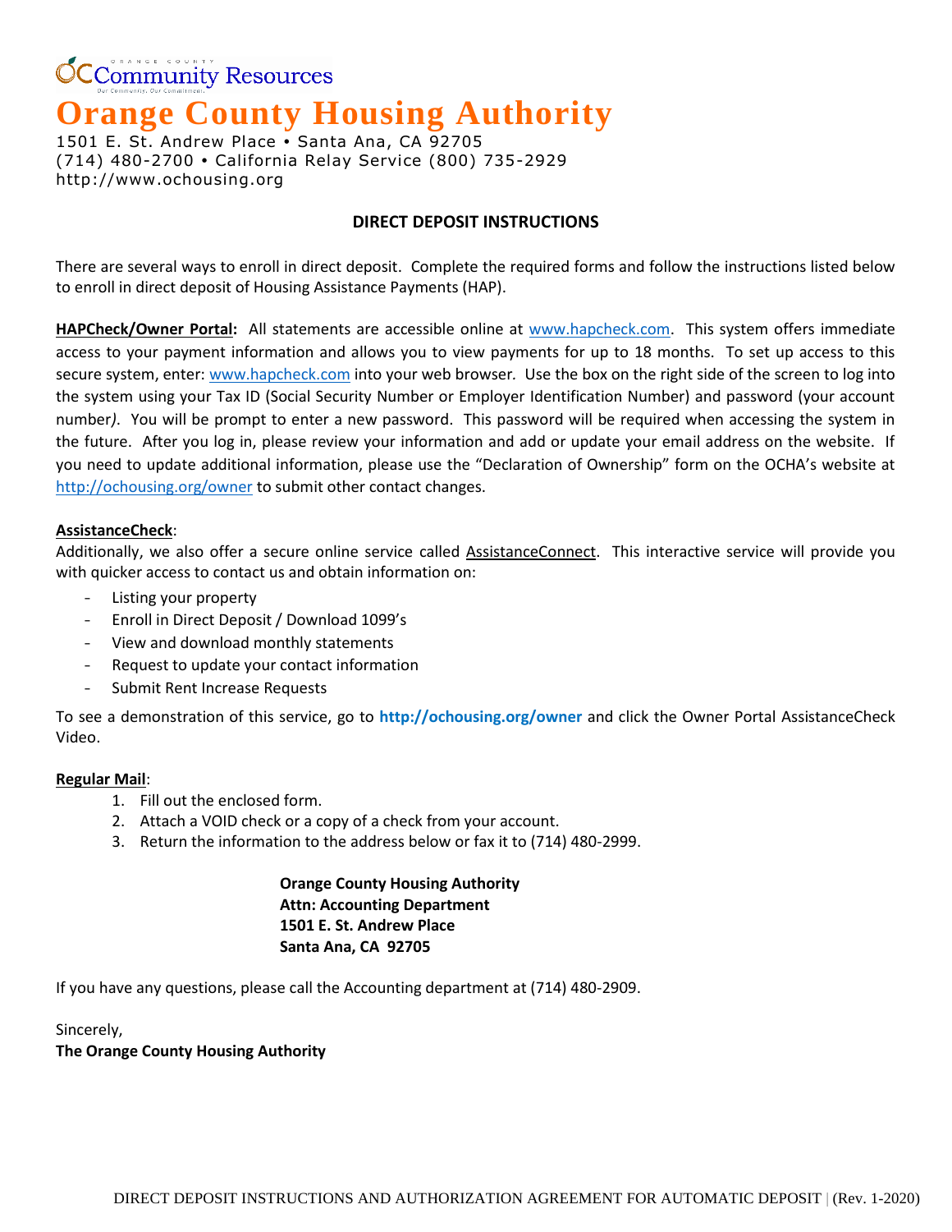OC Community Resources

# Orange County Housing Authority

1501 E. St. Andrew Place • Santa Ana, CA 92705
(714) 480-2700 • California Relay Service (800) 735-2929
http://www.ochousing.org

## DIRECT DEPOSIT INSTRUCTIONS

There are several ways to enroll in direct deposit. Complete the required forms and follow the instructions listed below to enroll in direct deposit of Housing Assistance Payments (HAP).

**HAPCheck/Owner Portal:** All statements are accessible online at www.hapcheck.com. This system offers immediate access to your payment information and allows you to view payments for up to 18 months. To set up access to this secure system, enter: www.hapcheck.com into your web browser. Use the box on the right side of the screen to log into the system using your Tax ID (Social Security Number or Employer Identification Number) and password (your account number*)*. You will be prompt to enter a new password. This password will be required when accessing the system in the future. After you log in, please review your information and add or update your email address on the website. If you need to update additional information, please use the "Declaration of Ownership" form on the OCHA's website at http://ochousing.org/owner to submit other contact changes.

**AssistanceCheck**:
Additionally, we also offer a secure online service called AssistanceConnect. This interactive service will provide you with quicker access to contact us and obtain information on:

- Listing your property
- Enroll in Direct Deposit / Download 1099's
- View and download monthly statements
- Request to update your contact information
- Submit Rent Increase Requests

To see a demonstration of this service, go to **http://ochousing.org/owner** and click the Owner Portal AssistanceCheck Video.

**Regular Mail**:

1. Fill out the enclosed form.
2. Attach a VOID check or a copy of a check from your account.
3. Return the information to the address below or fax it to (714) 480-2999.

**Orange County Housing Authority**
**Attn: Accounting Department**
**1501 E. St. Andrew Place**
**Santa Ana, CA 92705**

If you have any questions, please call the Accounting department at (714) 480-2909.

Sincerely,
**The Orange County Housing Authority**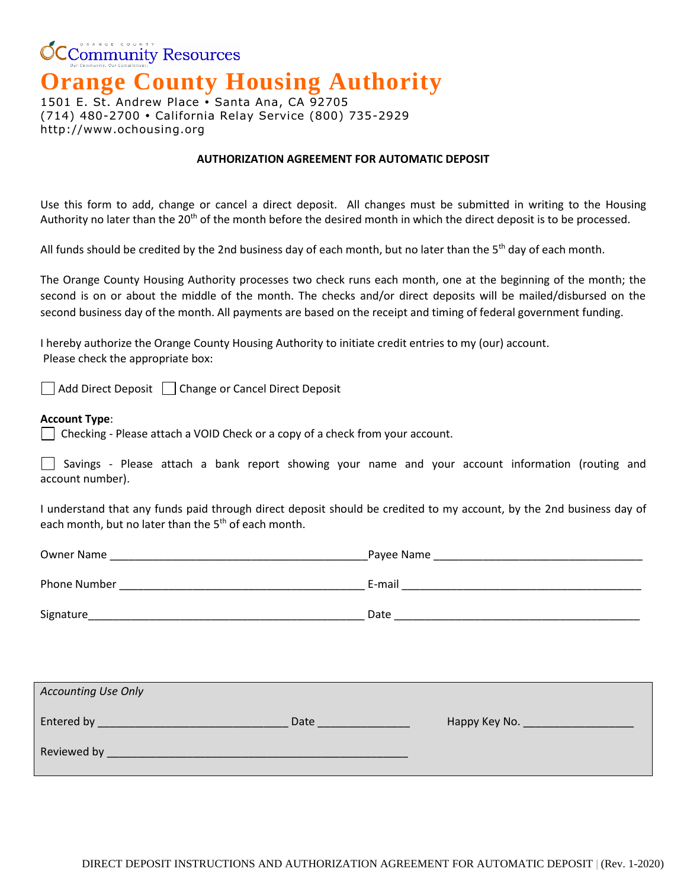OC Community Resources

# Orange County Housing Authority

1501 E. St. Andrew Place • Santa Ana, CA 92705
(714) 480-2700 • California Relay Service (800) 735-2929
http://www.ochousing.org

**AUTHORIZATION AGREEMENT FOR AUTOMATIC DEPOSIT**

Use this form to add, change or cancel a direct deposit. All changes must be submitted in writing to the Housing Authority no later than the 20th of the month before the desired month in which the direct deposit is to be processed.

All funds should be credited by the 2nd business day of each month, but no later than the 5th day of each month.

The Orange County Housing Authority processes two check runs each month, one at the beginning of the month; the second is on or about the middle of the month. The checks and/or direct deposits will be mailed/disbursed on the second business day of the month. All payments are based on the receipt and timing of federal government funding.

I hereby authorize the Orange County Housing Authority to initiate credit entries to my (our) account.
Please check the appropriate box:

☐ Add Direct Deposit ☐ Change or Cancel Direct Deposit

**Account Type**:

☐ Checking - Please attach a VOID Check or a copy of a check from your account.

☐ Savings - Please attach a bank report showing your name and your account information (routing and account number).

I understand that any funds paid through direct deposit should be credited to my account, by the 2nd business day of each month, but no later than the 5th of each month.

Owner Name ________________________________________ Payee Name ________________________________

Phone Number ______________________________________ E-mail ______________________________________

Signature___________________________________________ Date _______________________________________

*Accounting Use Only*

Entered by _____________________________ Date ______________ Happy Key No. _________________

Reviewed by ________________________________________________

DIRECT DEPOSIT INSTRUCTIONS AND AUTHORIZATION AGREEMENT FOR AUTOMATIC DEPOSIT | (Rev. 1-2020)